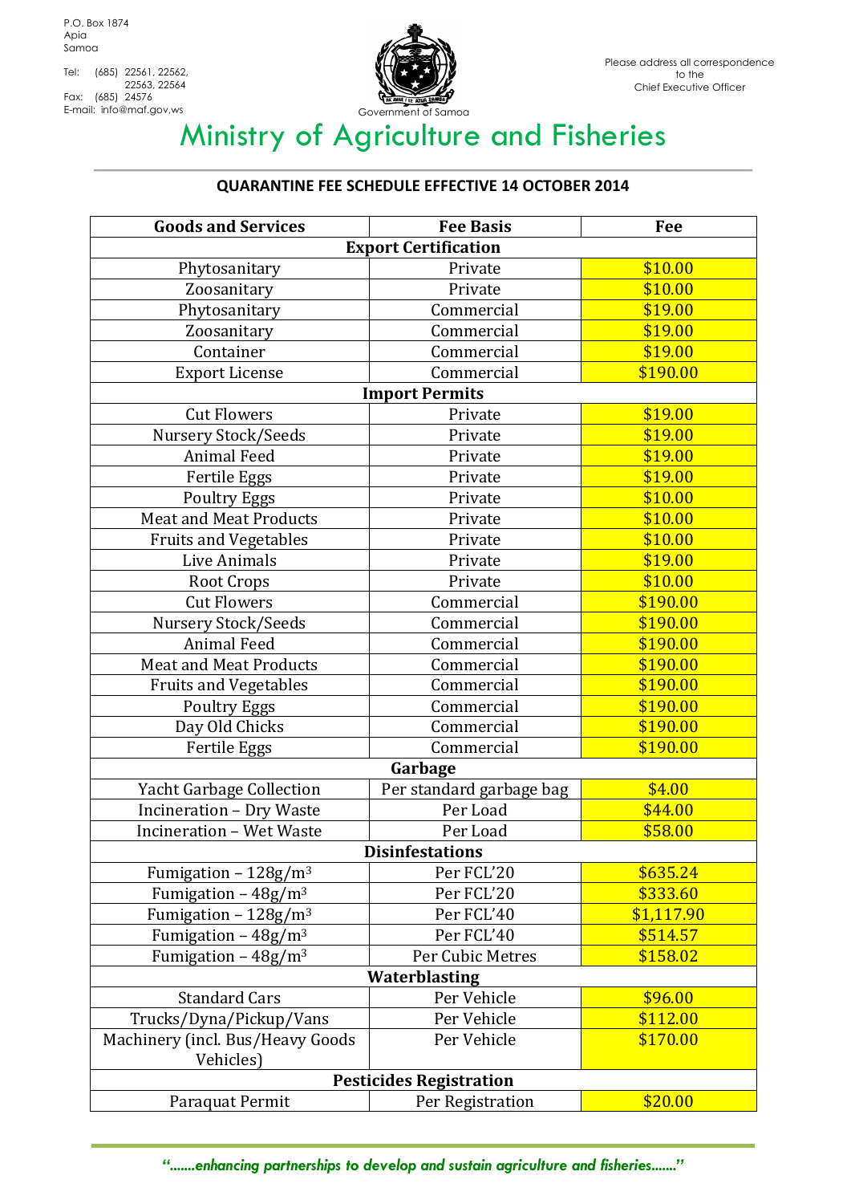P.O. Box 1874
Apia
Samoa

Tel: (685) 22561, 22562, 22563, 22564
Fax: (685) 24576
E-mail: info@maf.gov.ws

Government of Samoa

Please address all correspondence to the Chief Executive Officer

# Ministry of Agriculture and Fisheries

## QUARANTINE FEE SCHEDULE EFFECTIVE 14 OCTOBER 2014

| Goods and Services | Fee Basis | Fee |
|---|---|---|
| **Export Certification** | | |
| Phytosanitary | Private | $10.00 |
| Zoosanitary | Private | $10.00 |
| Phytosanitary | Commercial | $19.00 |
| Zoosanitary | Commercial | $19.00 |
| Container | Commercial | $19.00 |
| Export License | Commercial | $190.00 |
| **Import Permits** | | |
| Cut Flowers | Private | $19.00 |
| Nursery Stock/Seeds | Private | $19.00 |
| Animal Feed | Private | $19.00 |
| Fertile Eggs | Private | $19.00 |
| Poultry Eggs | Private | $10.00 |
| Meat and Meat Products | Private | $10.00 |
| Fruits and Vegetables | Private | $10.00 |
| Live Animals | Private | $19.00 |
| Root Crops | Private | $10.00 |
| Cut Flowers | Commercial | $190.00 |
| Nursery Stock/Seeds | Commercial | $190.00 |
| Animal Feed | Commercial | $190.00 |
| Meat and Meat Products | Commercial | $190.00 |
| Fruits and Vegetables | Commercial | $190.00 |
| Poultry Eggs | Commercial | $190.00 |
| Day Old Chicks | Commercial | $190.00 |
| Fertile Eggs | Commercial | $190.00 |
| **Garbage** | | |
| Yacht Garbage Collection | Per standard garbage bag | $4.00 |
| Incineration – Dry Waste | Per Load | $44.00 |
| Incineration – Wet Waste | Per Load | $58.00 |
| **Disinfestations** | | |
| Fumigation – $128g/m^3$ | Per FCL'20 | $635.24 |
| Fumigation – $48g/m^3$ | Per FCL'20 | $333.60 |
| Fumigation – $128g/m^3$ | Per FCL'40 | $1,117.90 |
| Fumigation – $48g/m^3$ | Per FCL'40 | $514.57 |
| Fumigation – $48g/m^3$ | Per Cubic Metres | $158.02 |
| **Waterblasting** | | |
| Standard Cars | Per Vehicle | $96.00 |
| Trucks/Dyna/Pickup/Vans | Per Vehicle | $112.00 |
| Machinery (incl. Bus/Heavy Goods Vehicles) | Per Vehicle | $170.00 |
| **Pesticides Registration** | | |
| Paraquat Permit | Per Registration | $20.00 |

*"…….enhancing partnerships to develop and sustain agriculture and fisheries……."*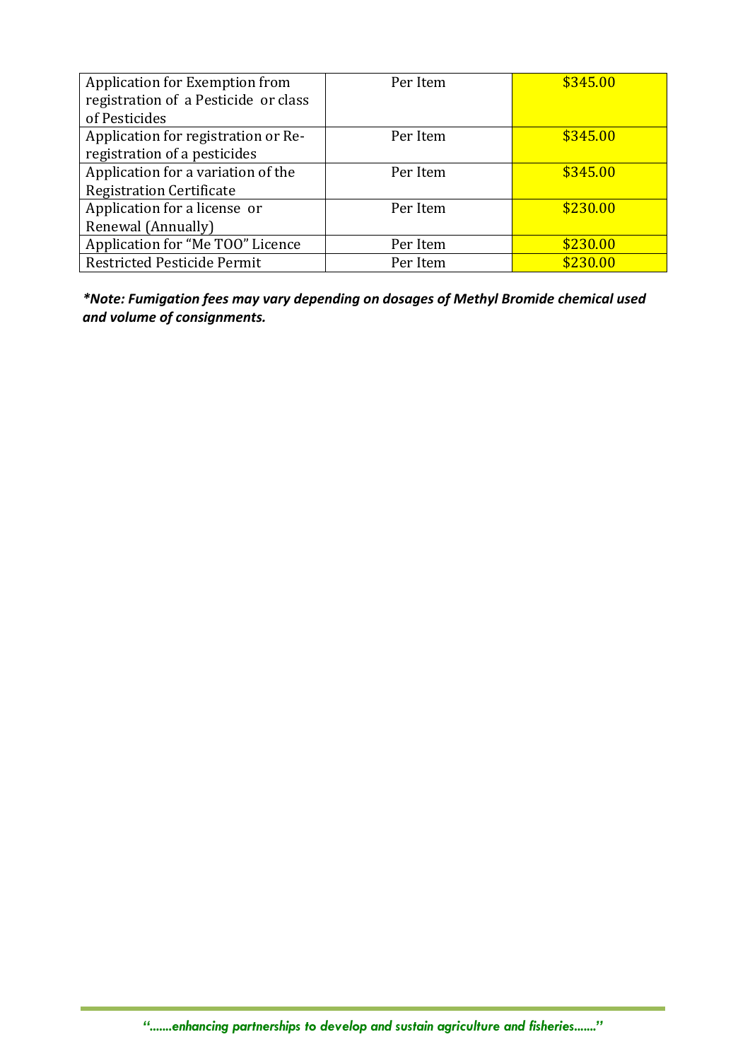| | | |
|---|---|---|
| Application for Exemption from registration of a Pesticide or class of Pesticides | Per Item | $345.00 |
| Application for registration or Re-registration of a pesticides | Per Item | $345.00 |
| Application for a variation of the Registration Certificate | Per Item | $345.00 |
| Application for a license or Renewal (Annually) | Per Item | $230.00 |
| Application for "Me TOO" Licence | Per Item | $230.00 |
| Restricted Pesticide Permit | Per Item | $230.00 |

***Note: Fumigation fees may vary depending on dosages of Methyl Bromide chemical used and volume of consignments.***